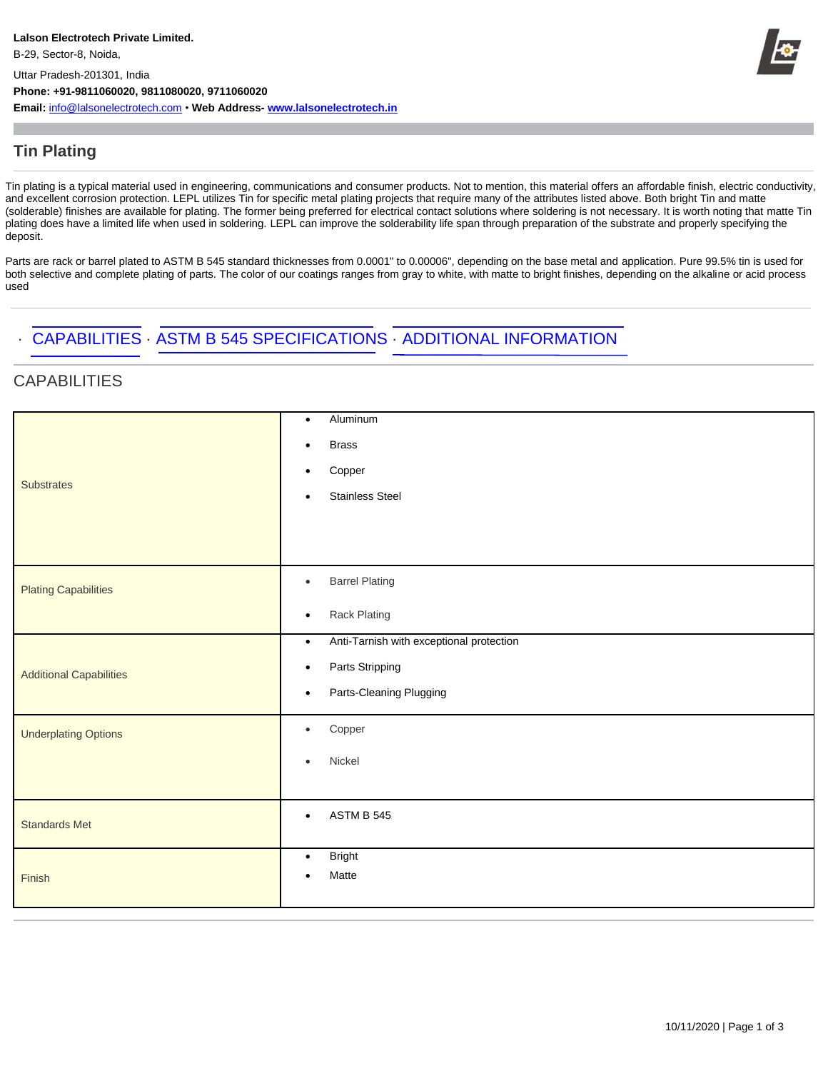**Lalson Electrotech Private Limited.**

B-29, Sector-8, Noida,

Uttar Pradesh-201301, India

**Phone: +91-9811060020, 9811080020, 9711060020**

**Email:** info@lalsonelectrotech.com • **Web Address-** **www.lalsonelectrotech.in**

## Tin Plating

Tin plating is a typical material used in engineering, communications and consumer products. Not to mention, this material offers an affordable finish, electric conductivity, and excellent corrosion protection. LEPL utilizes Tin for specific metal plating projects that require many of the attributes listed above. Both bright Tin and matte (solderable) finishes are available for plating. The former being preferred for electrical contact solutions where soldering is not necessary. It is worth noting that matte Tin plating does have a limited life when used in soldering. LEPL can improve the solderability life span through preparation of the substrate and properly specifying the deposit.

Parts are rack or barrel plated to ASTM B 545 standard thicknesses from 0.0001" to 0.00006", depending on the base metal and application. Pure 99.5% tin is used for both selective and complete plating of parts. The color of our coatings ranges from gray to white, with matte to bright finishes, depending on the alkaline or acid process used

· CAPABILITIES · ASTM B 545 SPECIFICATIONS · ADDITIONAL INFORMATION

## CAPABILITIES

| | |
|---|---|
| Substrates | • Aluminum<br>• Brass<br>• Copper<br>• Stainless Steel |
| Plating Capabilities | • Barrel Plating<br>• Rack Plating |
| Additional Capabilities | • Anti-Tarnish with exceptional protection<br>• Parts Stripping<br>• Parts-Cleaning Plugging |
| Underplating Options | • Copper<br>• Nickel |
| Standards Met | • ASTM B 545 |
| Finish | • Bright<br>• Matte |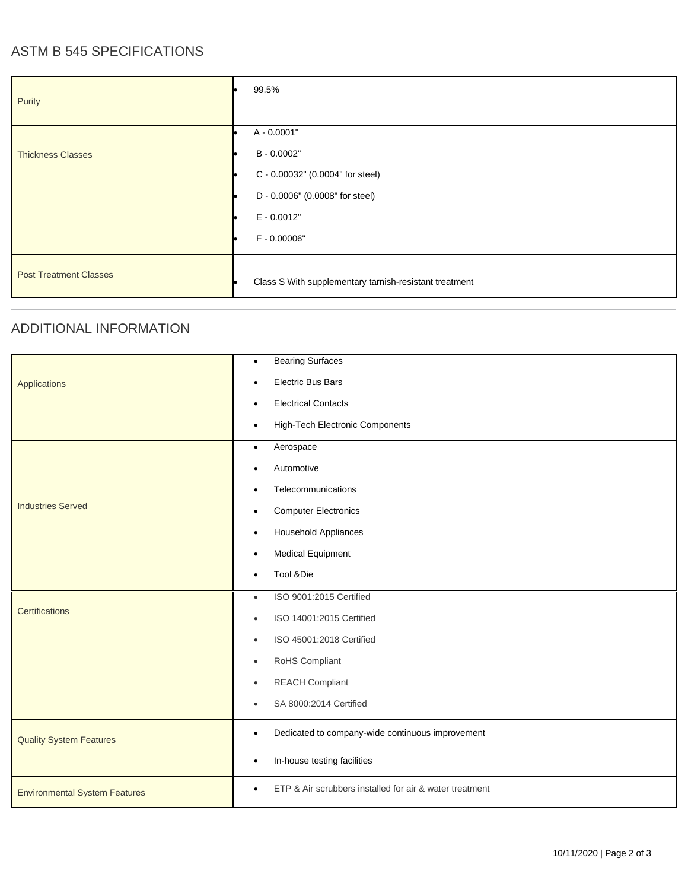## ASTM B 545 SPECIFICATIONS

| | |
|---|---|
| Purity | • 99.5% |
| Thickness Classes | • A - 0.0001"<br>• B - 0.0002"<br>• C - 0.00032" (0.0004" for steel)<br>• D - 0.0006" (0.0008" for steel)<br>• E - 0.0012"<br>• F - 0.00006" |
| Post Treatment Classes | • Class S With supplementary tarnish-resistant treatment |

## ADDITIONAL INFORMATION

| | |
|---|---|
| Applications | • Bearing Surfaces<br>• Electric Bus Bars<br>• Electrical Contacts<br>• High-Tech Electronic Components |
| Industries Served | • Aerospace<br>• Automotive<br>• Telecommunications<br>• Computer Electronics<br>• Household Appliances<br>• Medical Equipment<br>• Tool &Die |
| Certifications | • ISO 9001:2015 Certified<br>• ISO 14001:2015 Certified<br>• ISO 45001:2018 Certified<br>• RoHS Compliant<br>• REACH Compliant<br>• SA 8000:2014 Certified |
| Quality System Features | • Dedicated to company-wide continuous improvement<br>• In-house testing facilities |
| Environmental System Features | • ETP & Air scrubbers installed for air & water treatment |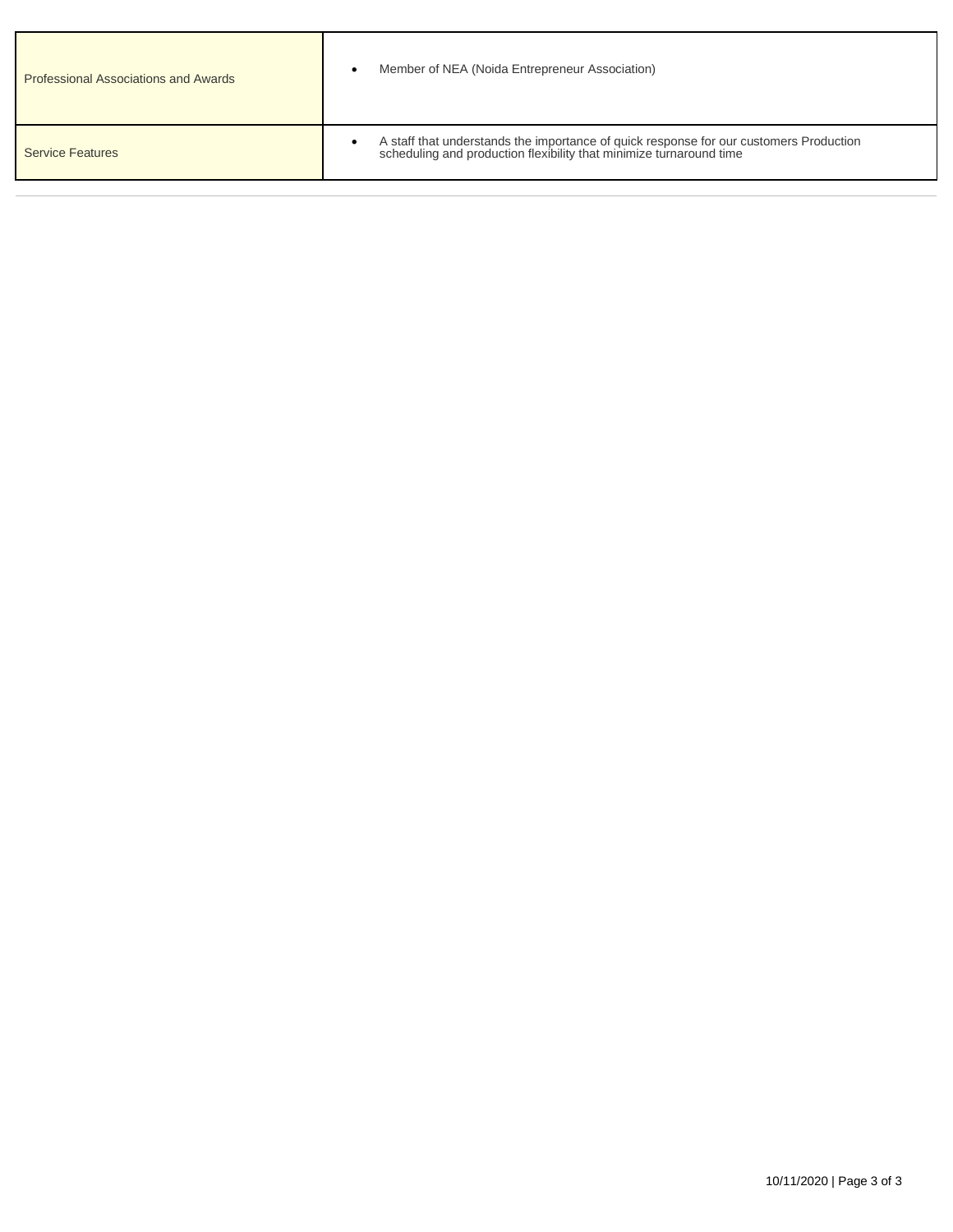| | |
|---|---|
| Professional Associations and Awards | • Member of NEA (Noida Entrepreneur Association) |
| Service Features | • A staff that understands the importance of quick response for our customers Production scheduling and production flexibility that minimize turnaround time |